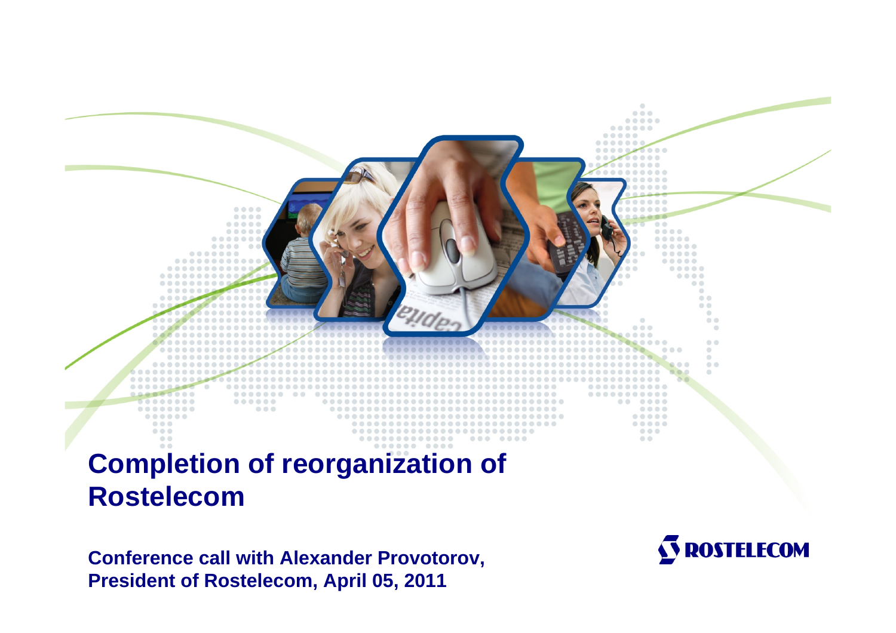# Completion of reorganization of Rostelecom

**Conference call with Alexander Provotorov, President of Rostelecom, April 05, 2011**

ROSTELECOM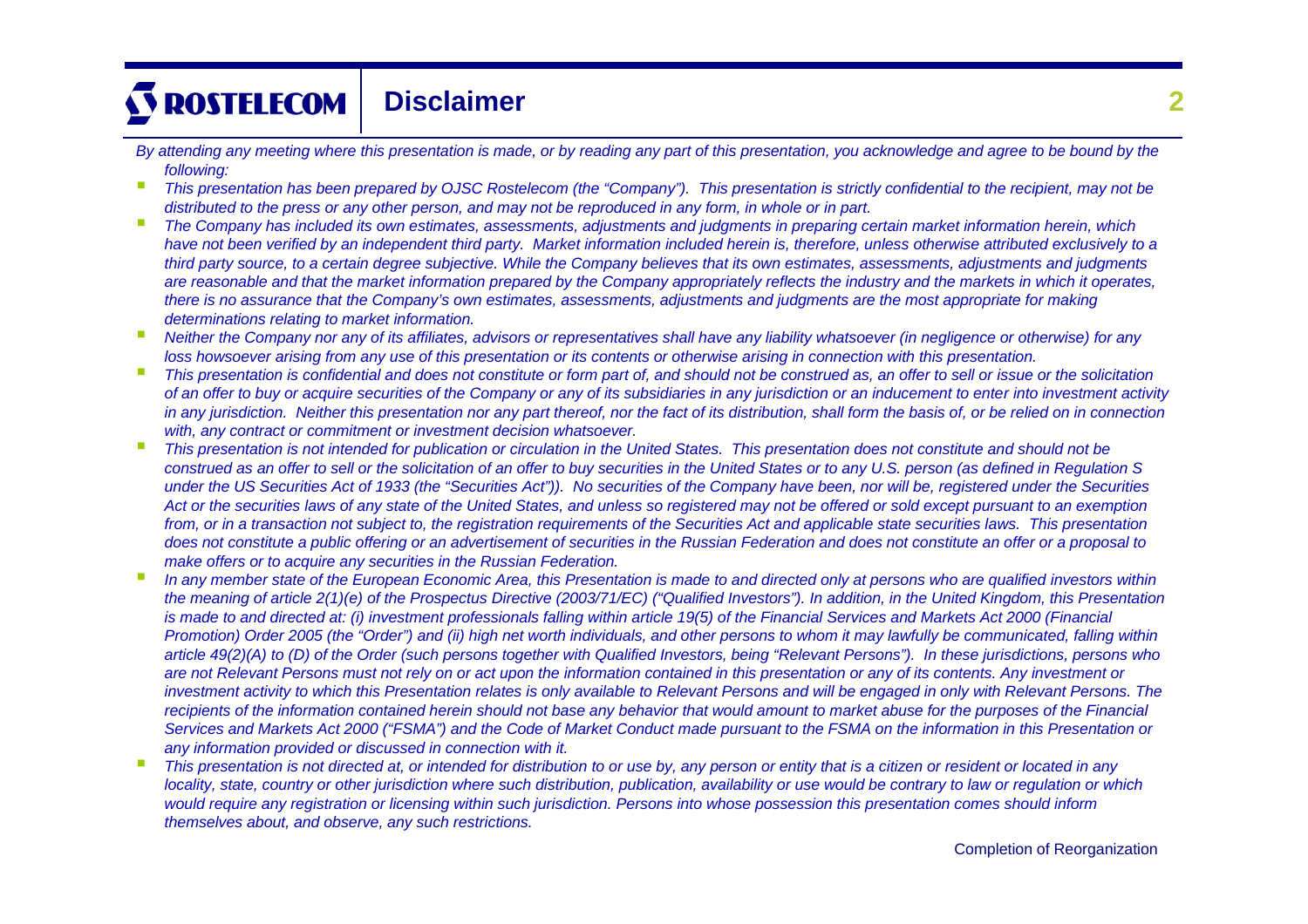# Disclaimer

*By attending any meeting where this presentation is made, or by reading any part of this presentation, you acknowledge and agree to be bound by the following:*

- *This presentation has been prepared by OJSC Rostelecom (the "Company"). This presentation is strictly confidential to the recipient, may not be distributed to the press or any other person, and may not be reproduced in any form, in whole or in part.*
- *The Company has included its own estimates, assessments, adjustments and judgments in preparing certain market information herein, which have not been verified by an independent third party. Market information included herein is, therefore, unless otherwise attributed exclusively to a third party source, to a certain degree subjective. While the Company believes that its own estimates, assessments, adjustments and judgments are reasonable and that the market information prepared by the Company appropriately reflects the industry and the markets in which it operates, there is no assurance that the Company's own estimates, assessments, adjustments and judgments are the most appropriate for making determinations relating to market information.*
- *Neither the Company nor any of its affiliates, advisors or representatives shall have any liability whatsoever (in negligence or otherwise) for any loss howsoever arising from any use of this presentation or its contents or otherwise arising in connection with this presentation.*
- *This presentation is confidential and does not constitute or form part of, and should not be construed as, an offer to sell or issue or the solicitation of an offer to buy or acquire securities of the Company or any of its subsidiaries in any jurisdiction or an inducement to enter into investment activity in any jurisdiction. Neither this presentation nor any part thereof, nor the fact of its distribution, shall form the basis of, or be relied on in connection with, any contract or commitment or investment decision whatsoever.*
- *This presentation is not intended for publication or circulation in the United States. This presentation does not constitute and should not be construed as an offer to sell or the solicitation of an offer to buy securities in the United States or to any U.S. person (as defined in Regulation S under the US Securities Act of 1933 (the "Securities Act")). No securities of the Company have been, nor will be, registered under the Securities Act or the securities laws of any state of the United States, and unless so registered may not be offered or sold except pursuant to an exemption from, or in a transaction not subject to, the registration requirements of the Securities Act and applicable state securities laws. This presentation does not constitute a public offering or an advertisement of securities in the Russian Federation and does not constitute an offer or a proposal to make offers or to acquire any securities in the Russian Federation.*
- *In any member state of the European Economic Area, this Presentation is made to and directed only at persons who are qualified investors within the meaning of article 2(1)(e) of the Prospectus Directive (2003/71/EC) ("Qualified Investors"). In addition, in the United Kingdom, this Presentation is made to and directed at: (i) investment professionals falling within article 19(5) of the Financial Services and Markets Act 2000 (Financial Promotion) Order 2005 (the "Order") and (ii) high net worth individuals, and other persons to whom it may lawfully be communicated, falling within article 49(2)(A) to (D) of the Order (such persons together with Qualified Investors, being "Relevant Persons"). In these jurisdictions, persons who are not Relevant Persons must not rely on or act upon the information contained in this presentation or any of its contents. Any investment or investment activity to which this Presentation relates is only available to Relevant Persons and will be engaged in only with Relevant Persons. The recipients of the information contained herein should not base any behavior that would amount to market abuse for the purposes of the Financial Services and Markets Act 2000 ("FSMA") and the Code of Market Conduct made pursuant to the FSMA on the information in this Presentation or any information provided or discussed in connection with it.*
- *This presentation is not directed at, or intended for distribution to or use by, any person or entity that is a citizen or resident or located in any locality, state, country or other jurisdiction where such distribution, publication, availability or use would be contrary to law or regulation or which would require any registration or licensing within such jurisdiction. Persons into whose possession this presentation comes should inform themselves about, and observe, any such restrictions.*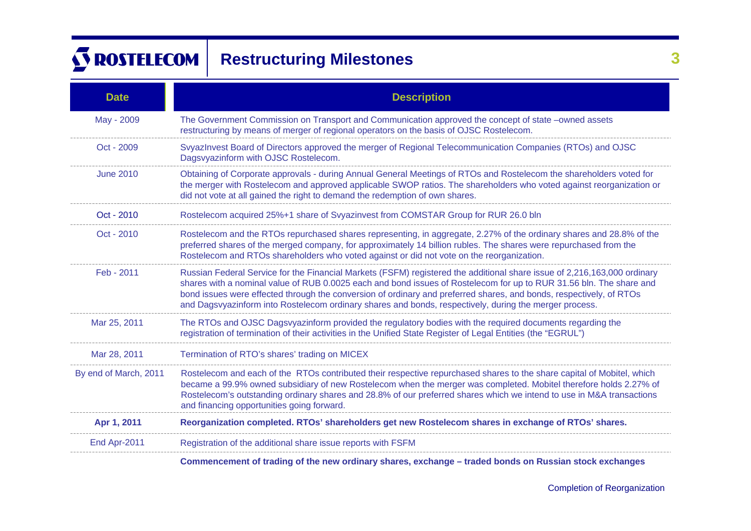# Restructuring Milestones

| Date | Description |
|---|---|
| May - 2009 | The Government Commission on Transport and Communication approved the concept of state –owned assets restructuring by means of merger of regional operators on the basis of OJSC Rostelecom. |
| Oct - 2009 | SvyazInvest Board of Directors approved the merger of Regional Telecommunication Companies (RTOs) and OJSC Dagsvyazinform with OJSC Rostelecom. |
| June 2010 | Obtaining of Corporate approvals - during Annual General Meetings of RTOs and Rostelecom the shareholders voted for the merger with Rostelecom and approved applicable SWOP ratios. The shareholders who voted against reorganization or did not vote at all gained the right to demand the redemption of own shares. |
| Oct - 2010 | Rostelecom acquired 25%+1 share of Svyazinvest from COMSTAR Group for RUR 26.0 bln |
| Oct - 2010 | Rostelecom and the RTOs repurchased shares representing, in aggregate, 2.27% of the ordinary shares and 28.8% of the preferred shares of the merged company, for approximately 14 billion rubles. The shares were repurchased from the Rostelecom and RTOs shareholders who voted against or did not vote on the reorganization. |
| Feb - 2011 | Russian Federal Service for the Financial Markets (FSFM) registered the additional share issue of 2,216,163,000 ordinary shares with a nominal value of RUB 0.0025 each and bond issues of Rostelecom for up to RUR 31.56 bln. The share and bond issues were effected through the conversion of ordinary and preferred shares, and bonds, respectively, of RTOs and Dagsvyazinform into Rostelecom ordinary shares and bonds, respectively, during the merger process. |
| Mar 25, 2011 | The RTOs and OJSC Dagsvyazinform provided the regulatory bodies with the required documents regarding the registration of termination of their activities in the Unified State Register of Legal Entities (the "EGRUL") |
| Mar 28, 2011 | Termination of RTO's shares' trading on MICEX |
| By end of March, 2011 | Rostelecom and each of the RTOs contributed their respective repurchased shares to the share capital of Mobitel, which became a 99.9% owned subsidiary of new Rostelecom when the merger was completed. Mobitel therefore holds 2.27% of Rostelecom's outstanding ordinary shares and 28.8% of our preferred shares which we intend to use in M&A transactions and financing opportunities going forward. |
| **Apr 1, 2011** | **Reorganization completed. RTOs' shareholders get new Rostelecom shares in exchange of RTOs' shares.** |
| End Apr-2011 | Registration of the additional share issue reports with FSFM |
| | **Commencement of trading of the new ordinary shares, exchange – traded bonds on Russian stock exchanges** |

Completion of Reorganization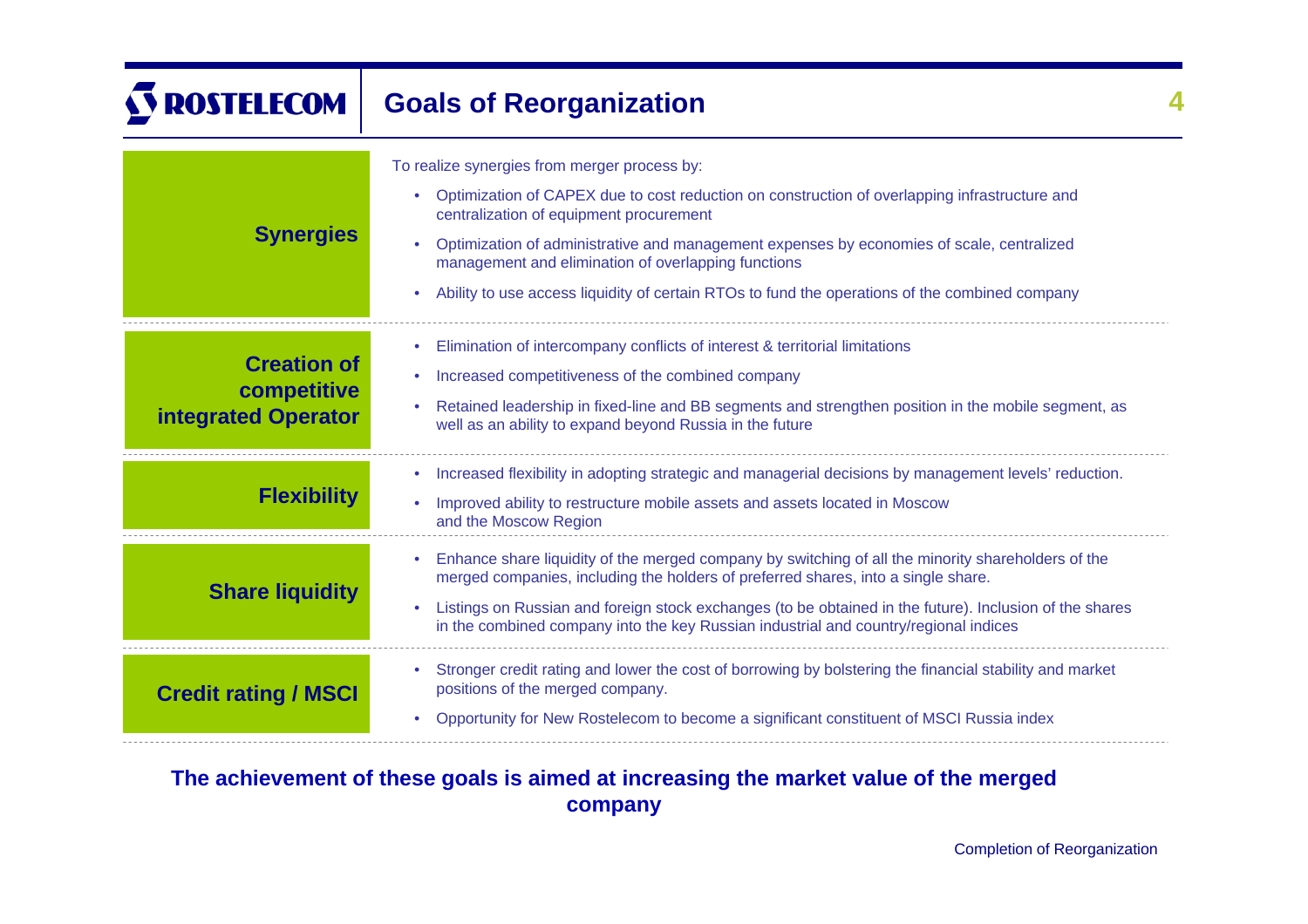# Goals of Reorganization

| | |
|---|---|
| **Synergies** | To realize synergies from merger process by:<br>• Optimization of CAPEX due to cost reduction on construction of overlapping infrastructure and centralization of equipment procurement<br>• Optimization of administrative and management expenses by economies of scale, centralized management and elimination of overlapping functions<br>• Ability to use access liquidity of certain RTOs to fund the operations of the combined company |
| **Creation of competitive integrated Operator** | • Elimination of intercompany conflicts of interest & territorial limitations<br>• Increased competitiveness of the combined company<br>• Retained leadership in fixed-line and BB segments and strengthen position in the mobile segment, as well as an ability to expand beyond Russia in the future |
| **Flexibility** | • Increased flexibility in adopting strategic and managerial decisions by management levels' reduction.<br>• Improved ability to restructure mobile assets and assets located in Moscow and the Moscow Region |
| **Share liquidity** | • Enhance share liquidity of the merged company by switching of all the minority shareholders of the merged companies, including the holders of preferred shares, into a single share.<br>• Listings on Russian and foreign stock exchanges (to be obtained in the future). Inclusion of the shares in the combined company into the key Russian industrial and country/regional indices |
| **Credit rating / MSCI** | • Stronger credit rating and lower the cost of borrowing by bolstering the financial stability and market positions of the merged company.<br>• Opportunity for New Rostelecom to become a significant constituent of MSCI Russia index |

**The achievement of these goals is aimed at increasing the market value of the merged company**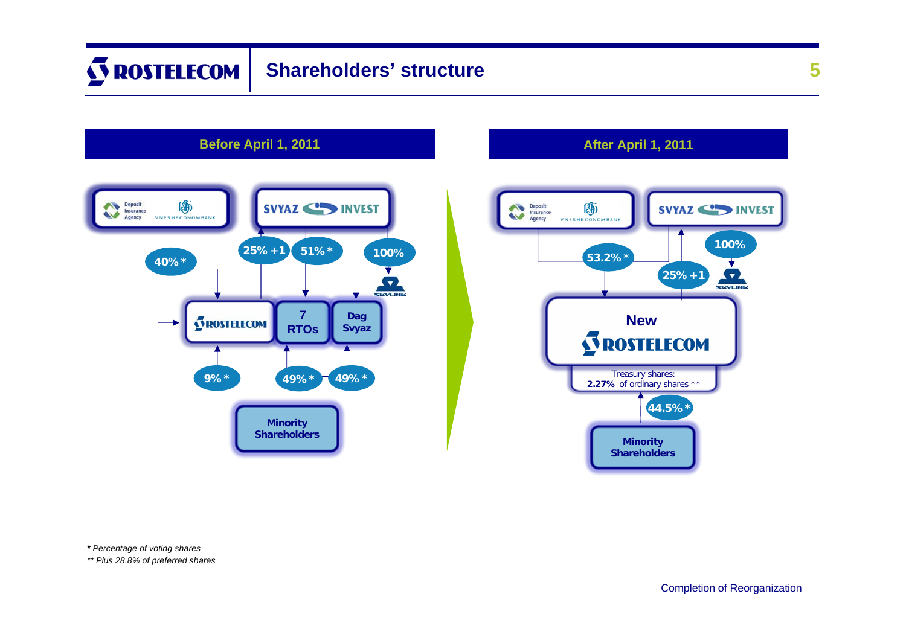# Shareholders' structure

## Before April 1, 2011

- Deposit Insurance Agency / Vnesheconombank → Rostelecom: 40% *
- Svyaz Invest → Rostelecom: 25% +1
- Svyaz Invest → 7 RTOs and Dag Svyaz: 51% *
- Svyaz Invest → Skylink: 100%
- Minority Shareholders → Rostelecom: 9% *
- Minority Shareholders → 7 RTOs: 49% *
- Minority Shareholders → Dag Svyaz: 49% *

## After April 1, 2011

- Deposit Insurance Agency / Vnesheconombank and Svyaz Invest → New Rostelecom: 53.2% *
- Svyaz Invest → New Rostelecom: 25% +1
- Svyaz Invest → Skylink: 100%
- Minority Shareholders → New Rostelecom: 44.5% *
- New Rostelecom Treasury shares: **2.27%** of ordinary shares **

*\* Percentage of voting shares*

*\*\* Plus 28.8% of preferred shares*

Completion of Reorganization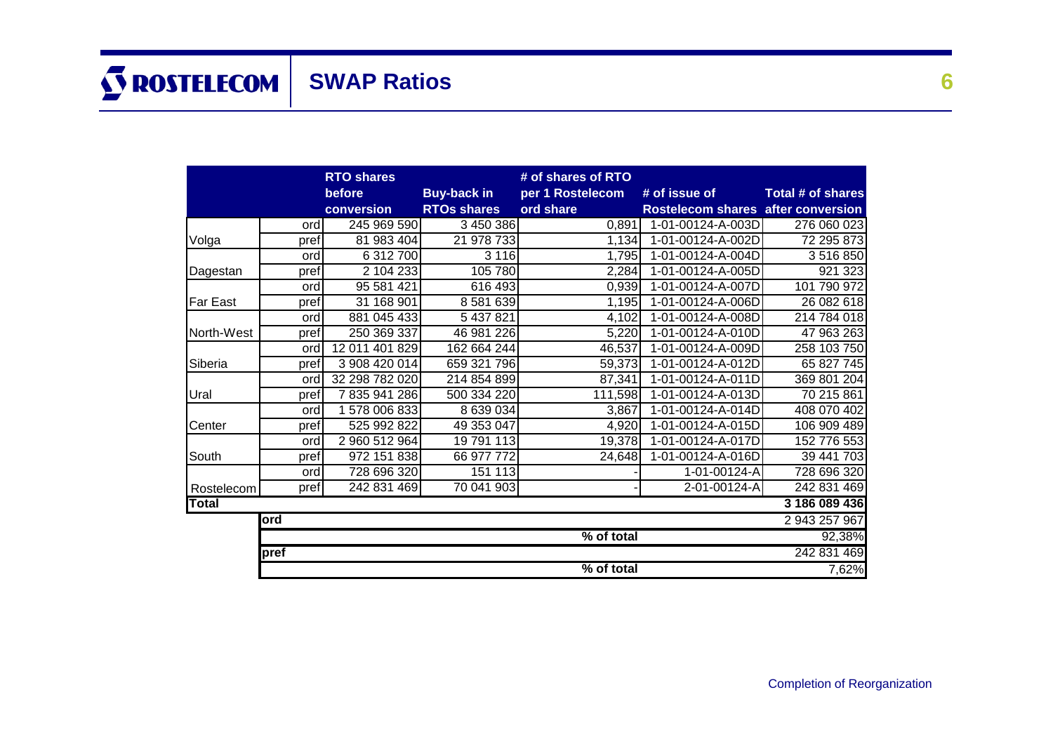# SWAP Ratios

| | | RTO shares before conversion | Buy-back in RTOs shares | # of shares of RTO per 1 Rostelecom ord share | # of issue of Rostelecom shares | Total # of shares after conversion |
|---|---|---|---|---|---|---|
| Volga | ord | 245 969 590 | 3 450 386 | 0,891 | 1-01-00124-A-003D | 276 060 023 |
| | pref | 81 983 404 | 21 978 733 | 1,134 | 1-01-00124-A-002D | 72 295 873 |
| Dagestan | ord | 6 312 700 | 3 116 | 1,795 | 1-01-00124-A-004D | 3 516 850 |
| | pref | 2 104 233 | 105 780 | 2,284 | 1-01-00124-A-005D | 921 323 |
| Far East | ord | 95 581 421 | 616 493 | 0,939 | 1-01-00124-A-007D | 101 790 972 |
| | pref | 31 168 901 | 8 581 639 | 1,195 | 1-01-00124-A-006D | 26 082 618 |
| North-West | ord | 881 045 433 | 5 437 821 | 4,102 | 1-01-00124-A-008D | 214 784 018 |
| | pref | 250 369 337 | 46 981 226 | 5,220 | 1-01-00124-A-010D | 47 963 263 |
| Siberia | ord | 12 011 401 829 | 162 664 244 | 46,537 | 1-01-00124-A-009D | 258 103 750 |
| | pref | 3 908 420 014 | 659 321 796 | 59,373 | 1-01-00124-A-012D | 65 827 745 |
| Ural | ord | 32 298 782 020 | 214 854 899 | 87,341 | 1-01-00124-A-011D | 369 801 204 |
| | pref | 7 835 941 286 | 500 334 220 | 111,598 | 1-01-00124-A-013D | 70 215 861 |
| Center | ord | 1 578 006 833 | 8 639 034 | 3,867 | 1-01-00124-A-014D | 408 070 402 |
| | pref | 525 992 822 | 49 353 047 | 4,920 | 1-01-00124-A-015D | 106 909 489 |
| South | ord | 2 960 512 964 | 19 791 113 | 19,378 | 1-01-00124-A-017D | 152 776 553 |
| | pref | 972 151 838 | 66 977 772 | 24,648 | 1-01-00124-A-016D | 39 441 703 |
| Rostelecom | ord | 728 696 320 | 151 113 | - | 1-01-00124-A | 728 696 320 |
| | pref | 242 831 469 | 70 041 903 | - | 2-01-00124-A | 242 831 469 |
| **Total** | | | | | | **3 186 089 436** |
| | **ord** | | | | | 2 943 257 967 |
| | | | | % of total | | 92,38% |
| | **pref** | | | | | 242 831 469 |
| | | | | % of total | | 7,62% |

Completion of Reorganization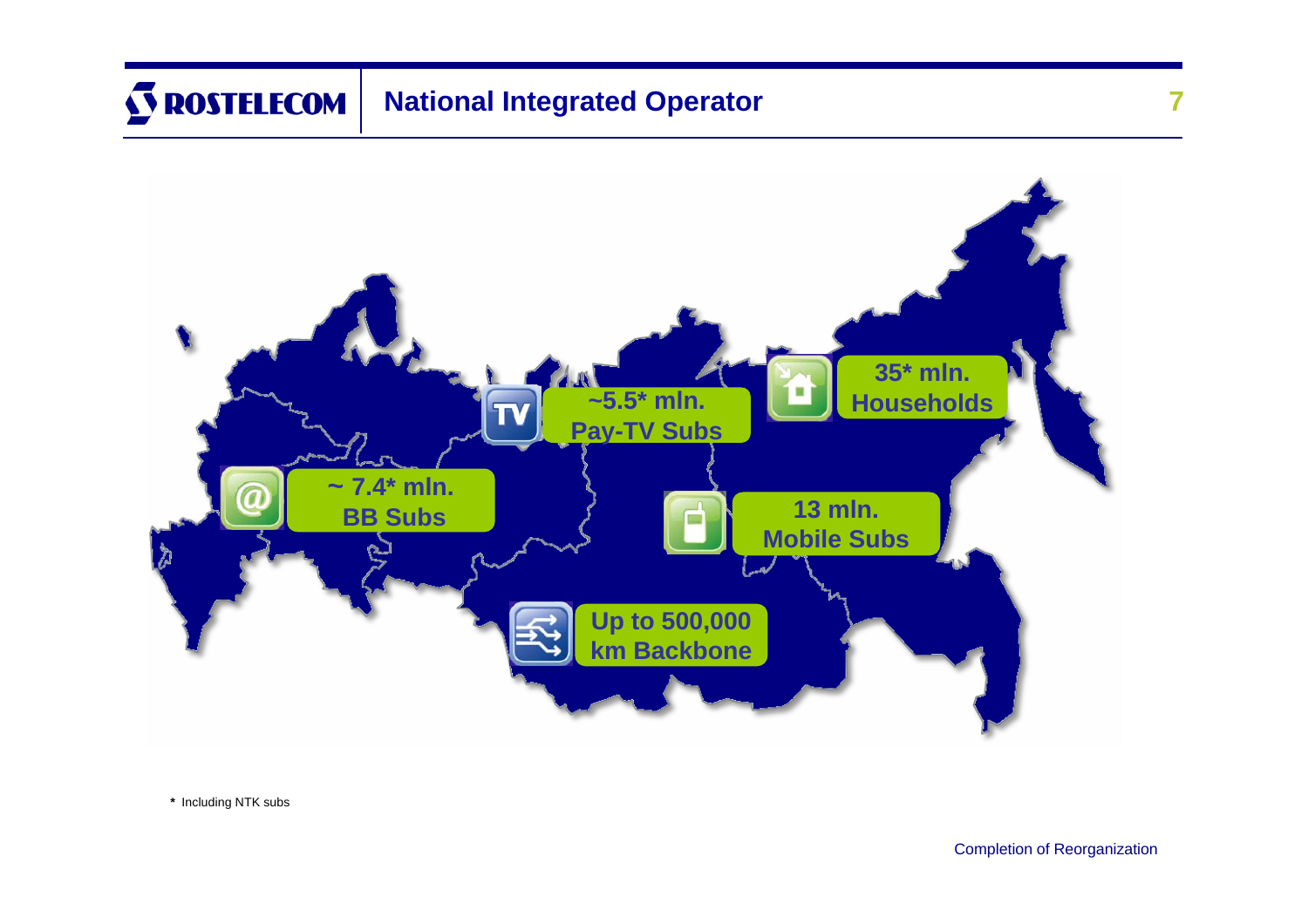# National Integrated Operator

~5.5* mln. Pay-TV Subs

35* mln. Households

~ 7.4* mln. BB Subs

13 mln. Mobile Subs

Up to 500,000 km Backbone

* Including NTK subs

Completion of Reorganization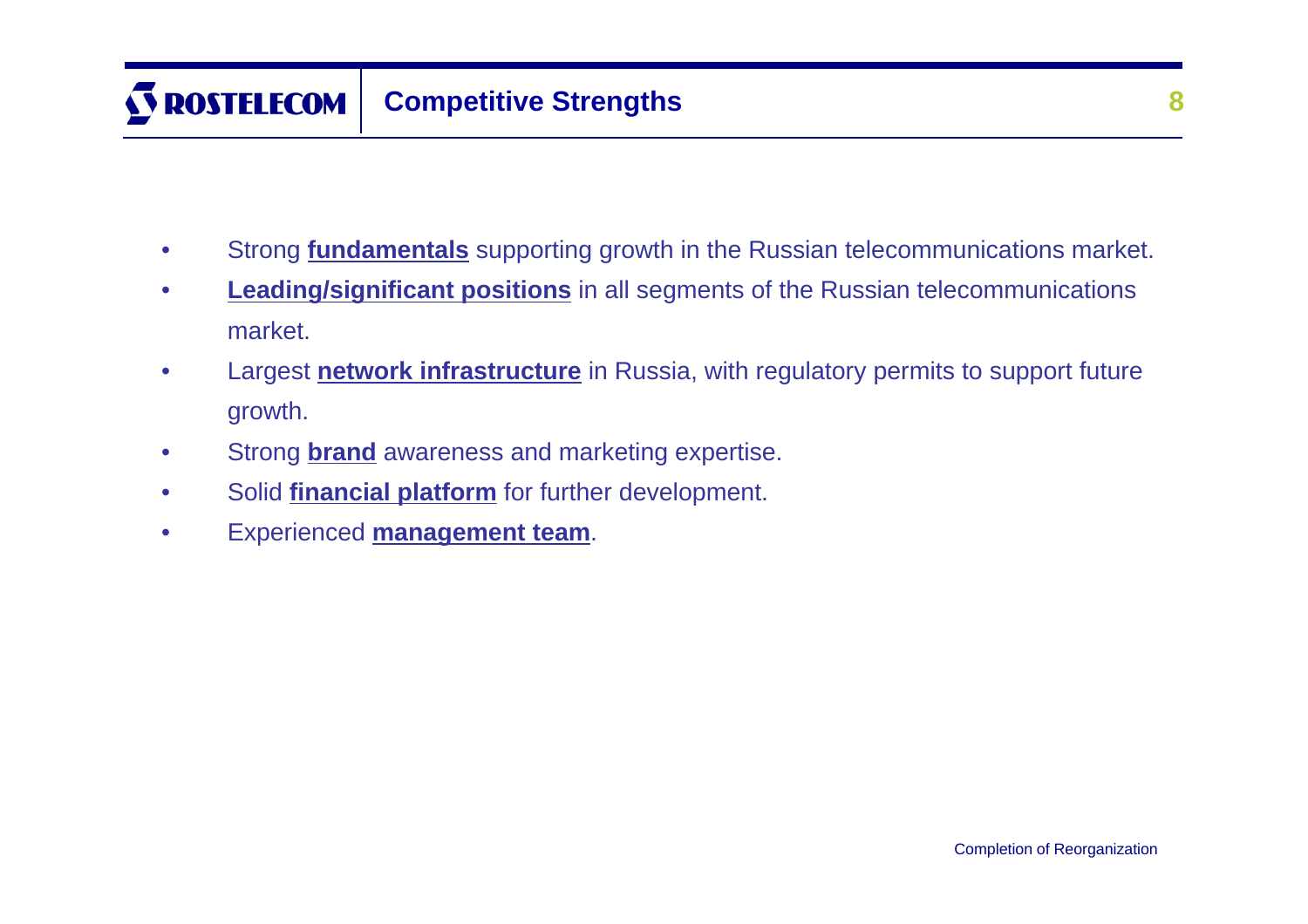# Competitive Strengths

- Strong **fundamentals** supporting growth in the Russian telecommunications market.
- **Leading/significant positions** in all segments of the Russian telecommunications market.
- Largest **network infrastructure** in Russia, with regulatory permits to support future growth.
- Strong **brand** awareness and marketing expertise.
- Solid **financial platform** for further development.
- Experienced **management team**.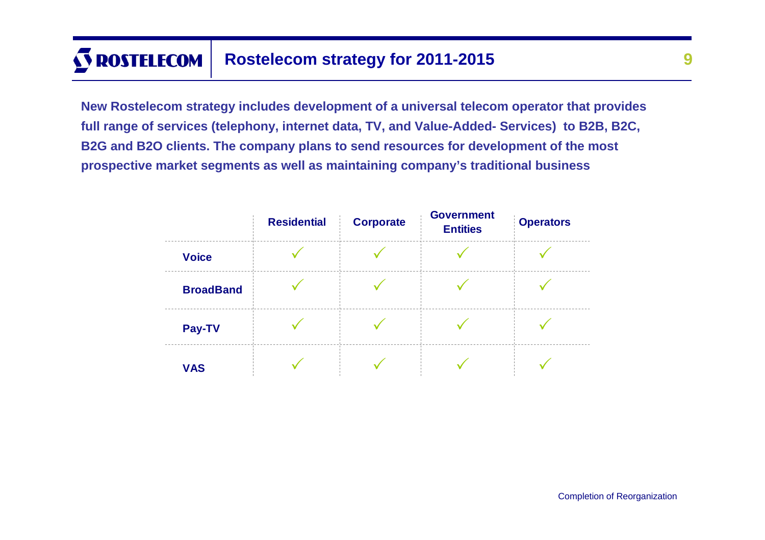# Rostelecom strategy for 2011-2015

**New Rostelecom strategy includes development of a universal telecom operator that provides full range of services (telephony, internet data, TV, and Value-Added- Services) to B2B, B2C, B2G and B2O clients. The company plans to send resources for development of the most prospective market segments as well as maintaining company's traditional business**

| | Residential | Corporate | Government Entities | Operators |
|---|---|---|---|---|
| **Voice** | ✓ | ✓ | ✓ | ✓ |
| **BroadBand** | ✓ | ✓ | ✓ | ✓ |
| **Pay-TV** | ✓ | ✓ | ✓ | ✓ |
| **VAS** | ✓ | ✓ | ✓ | ✓ |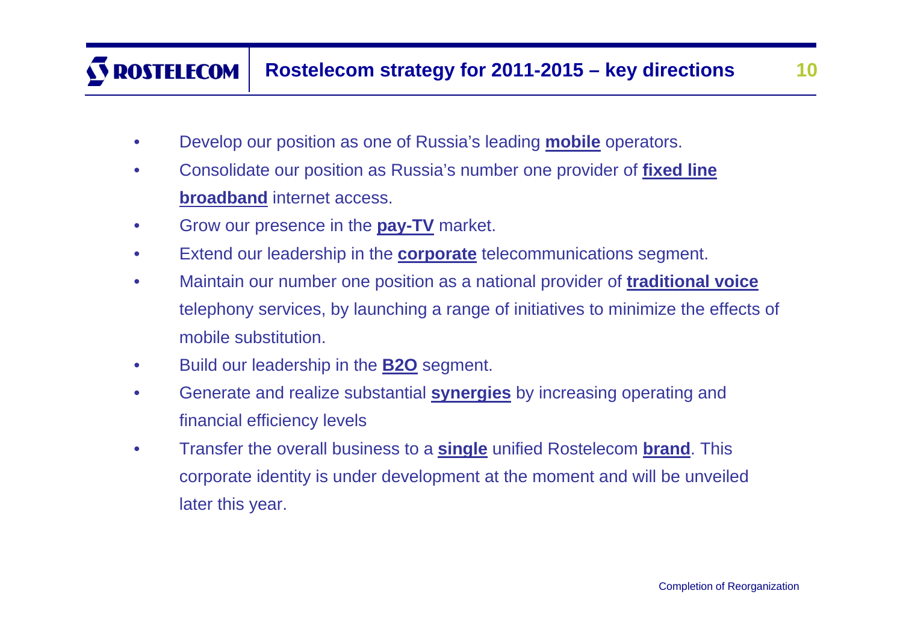# Rostelecom strategy for 2011-2015 – key directions

- Develop our position as one of Russia's leading **mobile** operators.
- Consolidate our position as Russia's number one provider of **fixed line broadband** internet access.
- Grow our presence in the **pay-TV** market.
- Extend our leadership in the **corporate** telecommunications segment.
- Maintain our number one position as a national provider of **traditional voice** telephony services, by launching a range of initiatives to minimize the effects of mobile substitution.
- Build our leadership in the **B2O** segment.
- Generate and realize substantial **synergies** by increasing operating and financial efficiency levels
- Transfer the overall business to a **single** unified Rostelecom **brand**. This corporate identity is under development at the moment and will be unveiled later this year.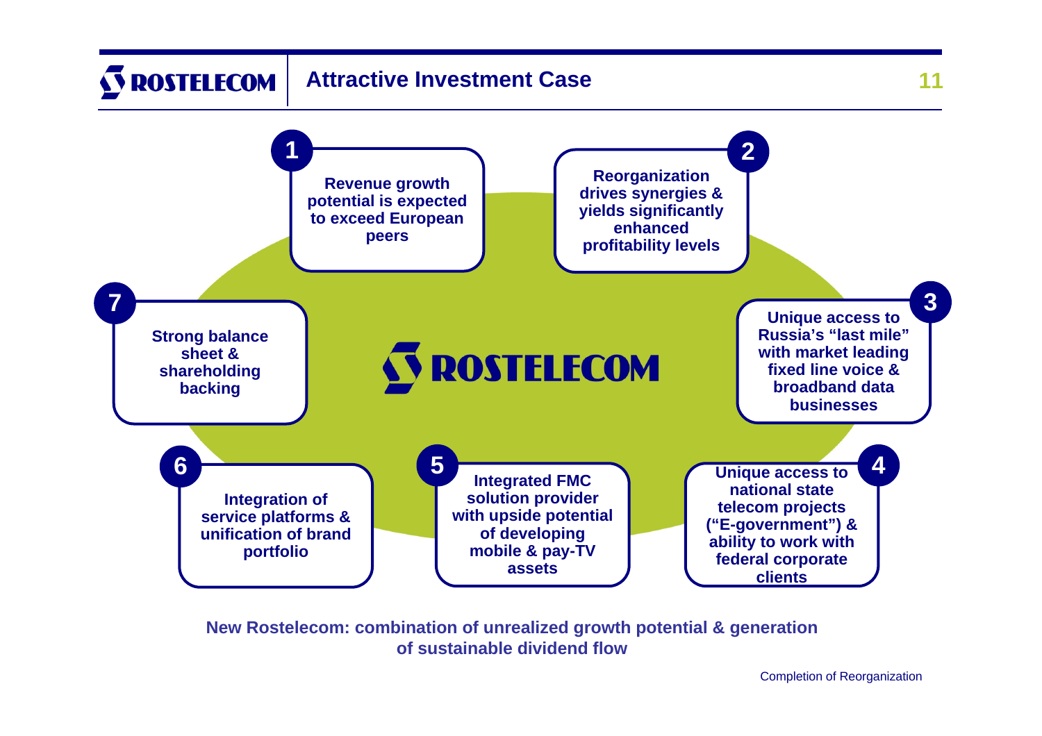## Attractive Investment Case

**1** Revenue growth potential is expected to exceed European peers

**2** Reorganization drives synergies & yields significantly enhanced profitability levels

**3** Unique access to Russia's "last mile" with market leading fixed line voice & broadband data businesses

**4** Unique access to national state telecom projects ("E-government") & ability to work with federal corporate clients

**5** Integrated FMC solution provider with upside potential of developing mobile & pay-TV assets

**6** Integration of service platforms & unification of brand portfolio

**7** Strong balance sheet & shareholding backing

ROSTELECOM

**New Rostelecom: combination of unrealized growth potential & generation of sustainable dividend flow**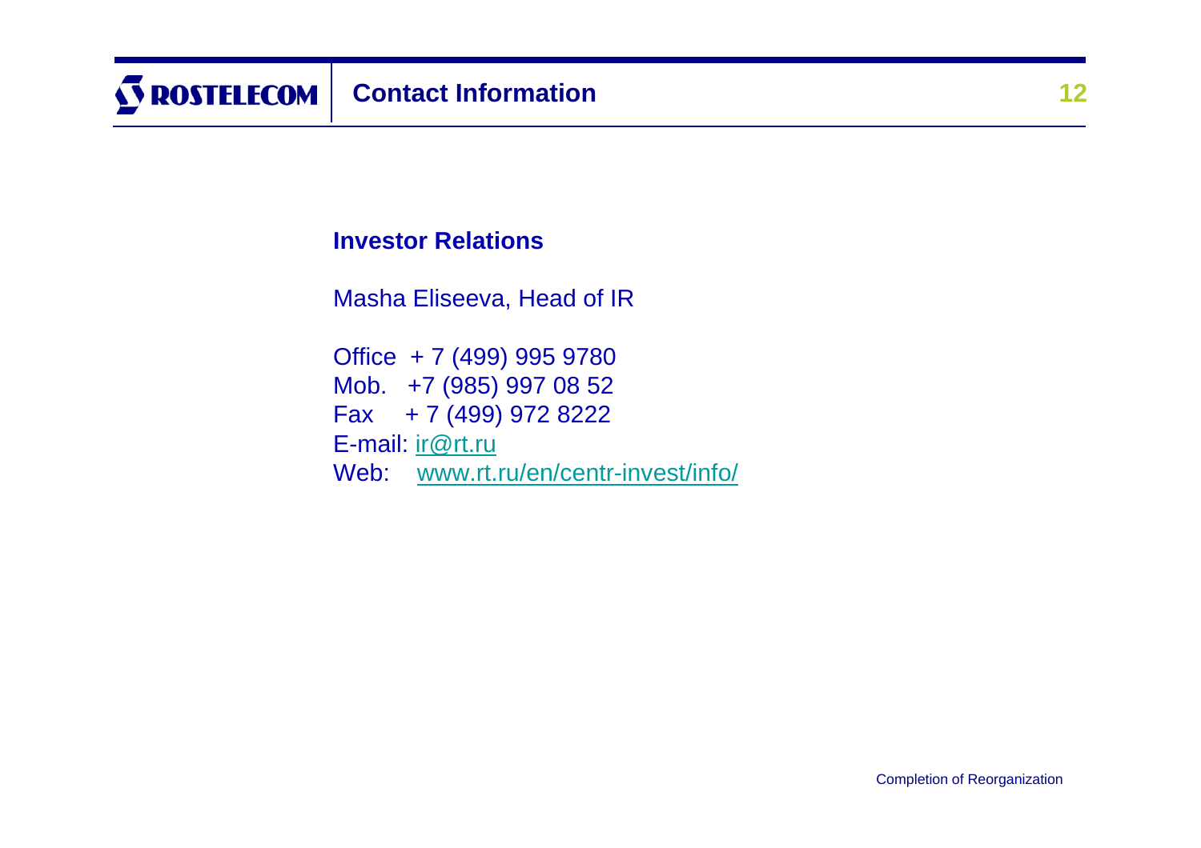# Contact Information

## Investor Relations

Masha Eliseeva, Head of IR

Office + 7 (499) 995 9780
Mob. +7 (985) 997 08 52
Fax + 7 (499) 972 8222
E-mail: ir@rt.ru
Web: www.rt.ru/en/centr-invest/info/